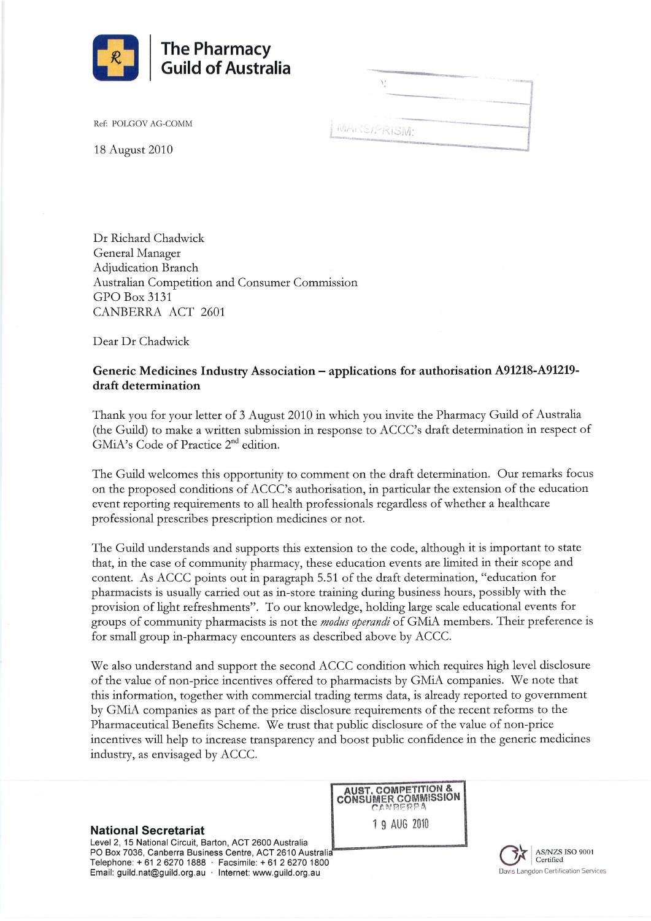# The Pharmacy Guild of Australia

Ref: POLGOV AG-COMM

18 August 2010

Dr Richard Chadwick
General Manager
Adjudication Branch
Australian Competition and Consumer Commission
GPO Box 3131
CANBERRA ACT 2601

Dear Dr Chadwick

**Generic Medicines Industry Association – applications for authorisation A91218-A91219-draft determination**

Thank you for your letter of 3 August 2010 in which you invite the Pharmacy Guild of Australia (the Guild) to make a written submission in response to ACCC's draft determination in respect of GMiA's Code of Practice 2nd edition.

The Guild welcomes this opportunity to comment on the draft determination. Our remarks focus on the proposed conditions of ACCC's authorisation, in particular the extension of the education event reporting requirements to all health professionals regardless of whether a healthcare professional prescribes prescription medicines or not.

The Guild understands and supports this extension to the code, although it is important to state that, in the case of community pharmacy, these education events are limited in their scope and content. As ACCC points out in paragraph 5.51 of the draft determination, "education for pharmacists is usually carried out as in-store training during business hours, possibly with the provision of light refreshments". To our knowledge, holding large scale educational events for groups of community pharmacists is not the *modus operandi* of GMiA members. Their preference is for small group in-pharmacy encounters as described above by ACCC.

We also understand and support the second ACCC condition which requires high level disclosure of the value of non-price incentives offered to pharmacists by GMiA companies. We note that this information, together with commercial trading terms data, is already reported to government by GMiA companies as part of the price disclosure requirements of the recent reforms to the Pharmaceutical Benefits Scheme. We trust that public disclosure of the value of non-price incentives will help to increase transparency and boost public confidence in the generic medicines industry, as envisaged by ACCC.

AUST. COMPETITION & CONSUMER COMMISSION
CANBERRA
19 AUG 2010

**National Secretariat**
Level 2, 15 National Circuit, Barton, ACT 2600 Australia
PO Box 7036, Canberra Business Centre, ACT 2610 Australia
Telephone: + 61 2 6270 1888 · Facsimile: + 61 2 6270 1800
Email: guild.nat@guild.org.au · Internet: www.guild.org.au

AS/NZS ISO 9001 Certified
Davis Langdon Certification Services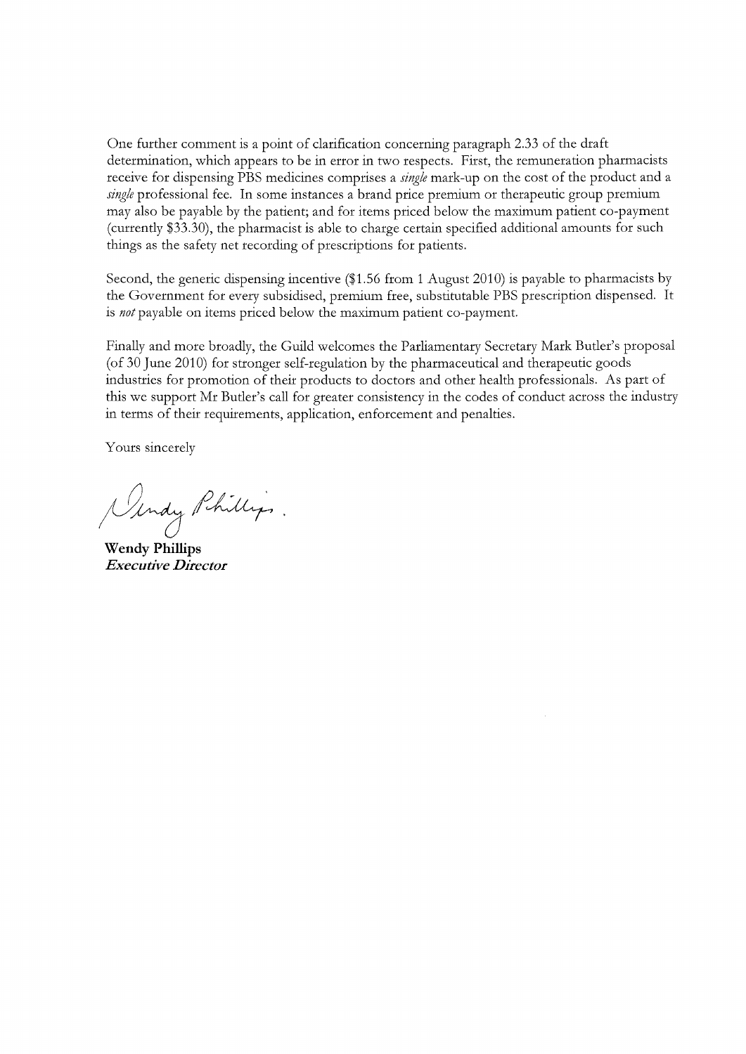One further comment is a point of clarification concerning paragraph 2.33 of the draft determination, which appears to be in error in two respects. First, the remuneration pharmacists receive for dispensing PBS medicines comprises a *single* mark-up on the cost of the product and a *single* professional fee. In some instances a brand price premium or therapeutic group premium may also be payable by the patient; and for items priced below the maximum patient co-payment (currently $33.30), the pharmacist is able to charge certain specified additional amounts for such things as the safety net recording of prescriptions for patients.

Second, the generic dispensing incentive ($1.56 from 1 August 2010) is payable to pharmacists by the Government for every subsidised, premium free, substitutable PBS prescription dispensed. It is *not* payable on items priced below the maximum patient co-payment.

Finally and more broadly, the Guild welcomes the Parliamentary Secretary Mark Butler's proposal (of 30 June 2010) for stronger self-regulation by the pharmaceutical and therapeutic goods industries for promotion of their products to doctors and other health professionals. As part of this we support Mr Butler's call for greater consistency in the codes of conduct across the industry in terms of their requirements, application, enforcement and penalties.

Yours sincerely

Wendy Phillips.

**Wendy Phillips**
***Executive Director***